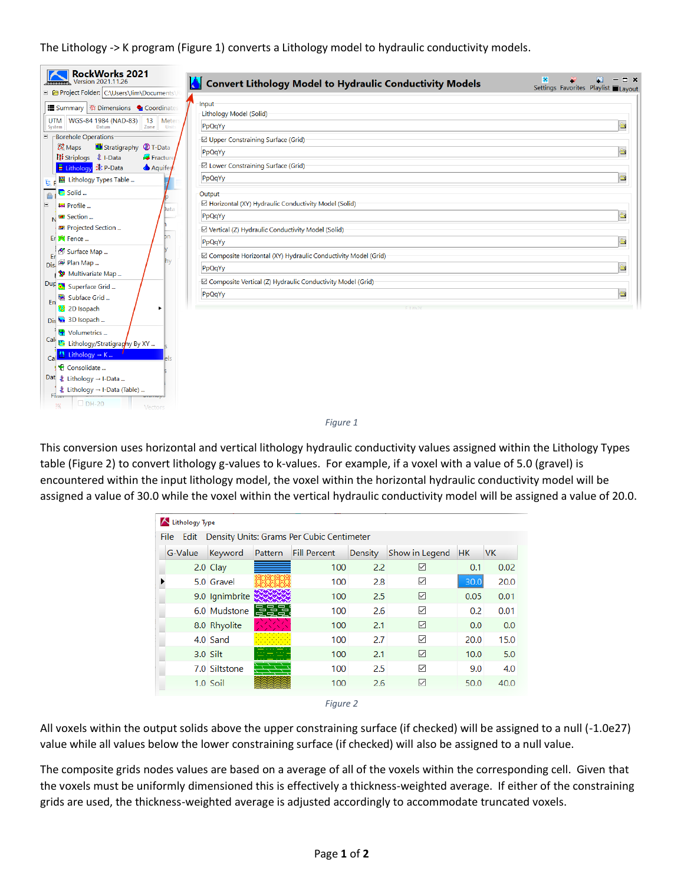The Lithology -> K program (Figure 1) converts a Lithology model to hydraulic conductivity models.

Figure 1

This conversion uses horizontal and vertical lithology hydraulic conductivity values assigned within the Lithology Types table (Figure 2) to convert lithology g-values to k-values. For example, if a voxel with a value of 5.0 (gravel) is encountered within the input lithology model, the voxel within the horizontal hydraulic conductivity model will be assigned a value of 30.0 while the voxel within the vertical hydraulic conductivity model will be assigned a value of 20.0.

| G-Value | Keyword | Pattern | Fill Percent | Density | Show in Legend | HK | VK |
|---|---|---|---|---|---|---|---|
| 2.0 | Clay | | 100 | 2.2 | ☑ | 0.1 | 0.02 |
| 5.0 | Gravel | | 100 | 2.8 | ☑ | 30.0 | 20.0 |
| 9.0 | Ignimbrite | | 100 | 2.5 | ☑ | 0.05 | 0.01 |
| 6.0 | Mudstone | | 100 | 2.6 | ☑ | 0.2 | 0.01 |
| 8.0 | Rhyolite | | 100 | 2.1 | ☑ | 0.0 | 0.0 |
| 4.0 | Sand | | 100 | 2.7 | ☑ | 20.0 | 15.0 |
| 3.0 | Silt | | 100 | 2.1 | ☑ | 10.0 | 5.0 |
| 7.0 | Siltstone | | 100 | 2.5 | ☑ | 9.0 | 4.0 |
| 1.0 | Soil | | 100 | 2.6 | ☑ | 50.0 | 40.0 |

Figure 2

All voxels within the output solids above the upper constraining surface (if checked) will be assigned to a null (-1.0e27) value while all values below the lower constraining surface (if checked) will also be assigned to a null value.

The composite grids nodes values are based on a average of all of the voxels within the corresponding cell. Given that the voxels must be uniformly dimensioned this is effectively a thickness-weighted average. If either of the constraining grids are used, the thickness-weighted average is adjusted accordingly to accommodate truncated voxels.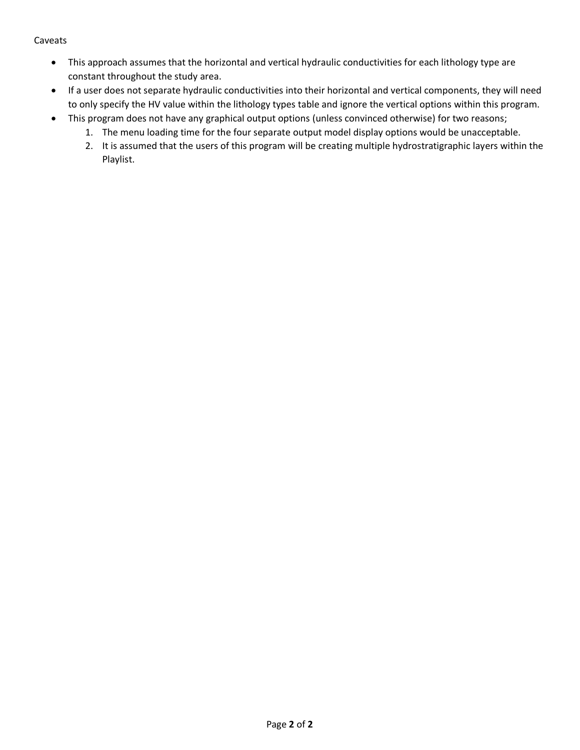Caveats

- This approach assumes that the horizontal and vertical hydraulic conductivities for each lithology type are constant throughout the study area.
- If a user does not separate hydraulic conductivities into their horizontal and vertical components, they will need to only specify the HV value within the lithology types table and ignore the vertical options within this program.
- This program does not have any graphical output options (unless convinced otherwise) for two reasons;
    1. The menu loading time for the four separate output model display options would be unacceptable.
    2. It is assumed that the users of this program will be creating multiple hydrostratigraphic layers within the Playlist.